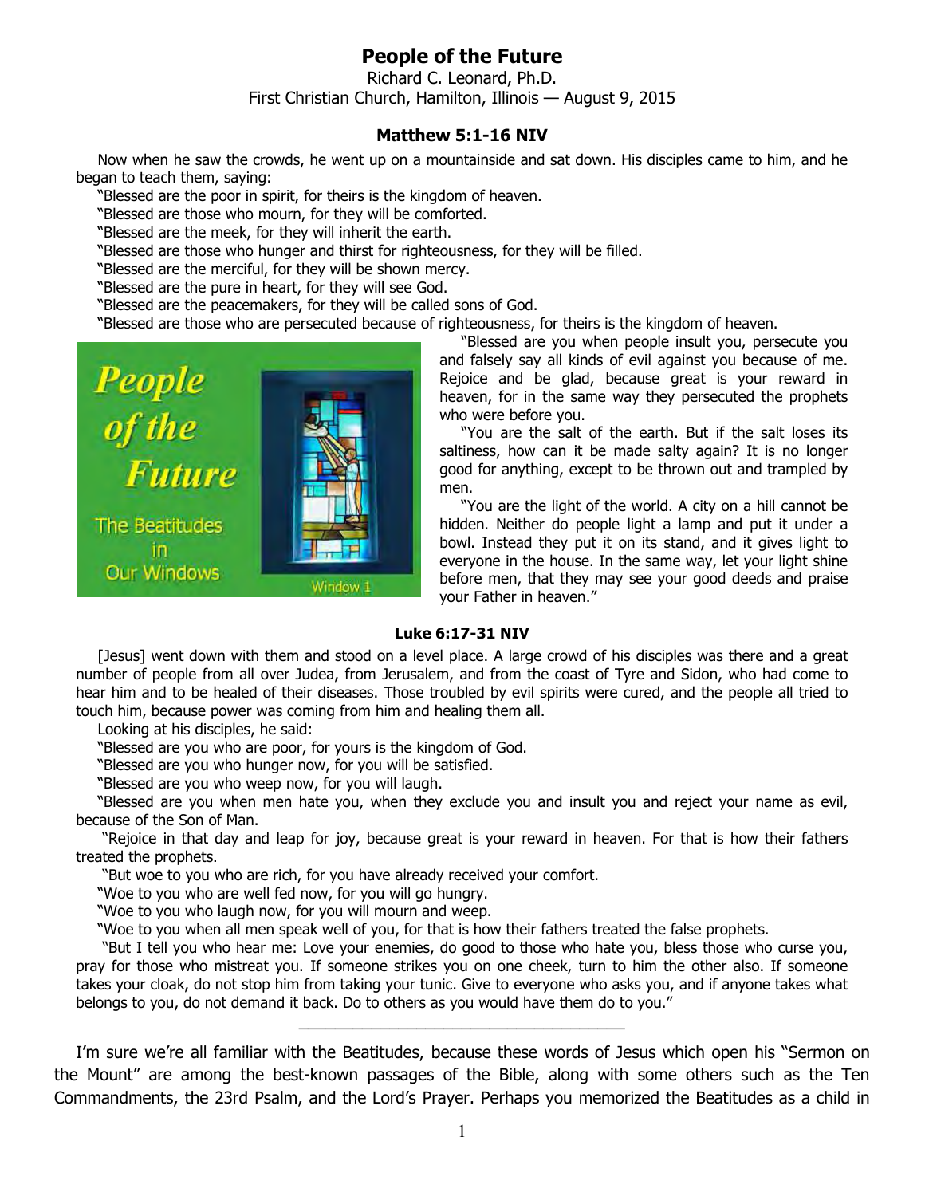# People of the Future

Richard C. Leonard, Ph.D.
First Christian Church, Hamilton, Illinois — August 9, 2015

### Matthew 5:1-16 NIV

Now when he saw the crowds, he went up on a mountainside and sat down. His disciples came to him, and he began to teach them, saying:

"Blessed are the poor in spirit, for theirs is the kingdom of heaven.

"Blessed are those who mourn, for they will be comforted.

"Blessed are the meek, for they will inherit the earth.

"Blessed are those who hunger and thirst for righteousness, for they will be filled.

"Blessed are the merciful, for they will be shown mercy.

"Blessed are the pure in heart, for they will see God.

"Blessed are the peacemakers, for they will be called sons of God.

"Blessed are those who are persecuted because of righteousness, for theirs is the kingdom of heaven.

"Blessed are you when people insult you, persecute you and falsely say all kinds of evil against you because of me. Rejoice and be glad, because great is your reward in heaven, for in the same way they persecuted the prophets who were before you.

"You are the salt of the earth. But if the salt loses its saltiness, how can it be made salty again? It is no longer good for anything, except to be thrown out and trampled by men.

"You are the light of the world. A city on a hill cannot be hidden. Neither do people light a lamp and put it under a bowl. Instead they put it on its stand, and it gives light to everyone in the house. In the same way, let your light shine before men, that they may see your good deeds and praise your Father in heaven."

### Luke 6:17-31 NIV

[Jesus] went down with them and stood on a level place. A large crowd of his disciples was there and a great number of people from all over Judea, from Jerusalem, and from the coast of Tyre and Sidon, who had come to hear him and to be healed of their diseases. Those troubled by evil spirits were cured, and the people all tried to touch him, because power was coming from him and healing them all.

Looking at his disciples, he said:

"Blessed are you who are poor, for yours is the kingdom of God.

"Blessed are you who hunger now, for you will be satisfied.

"Blessed are you who weep now, for you will laugh.

"Blessed are you when men hate you, when they exclude you and insult you and reject your name as evil, because of the Son of Man.

"Rejoice in that day and leap for joy, because great is your reward in heaven. For that is how their fathers treated the prophets.

"But woe to you who are rich, for you have already received your comfort.

"Woe to you who are well fed now, for you will go hungry.

"Woe to you who laugh now, for you will mourn and weep.

"Woe to you when all men speak well of you, for that is how their fathers treated the false prophets.

"But I tell you who hear me: Love your enemies, do good to those who hate you, bless those who curse you, pray for those who mistreat you. If someone strikes you on one cheek, turn to him the other also. If someone takes your cloak, do not stop him from taking your tunic. Give to everyone who asks you, and if anyone takes what belongs to you, do not demand it back. Do to others as you would have them do to you."

---

I'm sure we're all familiar with the Beatitudes, because these words of Jesus which open his "Sermon on the Mount" are among the best-known passages of the Bible, along with some others such as the Ten Commandments, the 23rd Psalm, and the Lord's Prayer. Perhaps you memorized the Beatitudes as a child in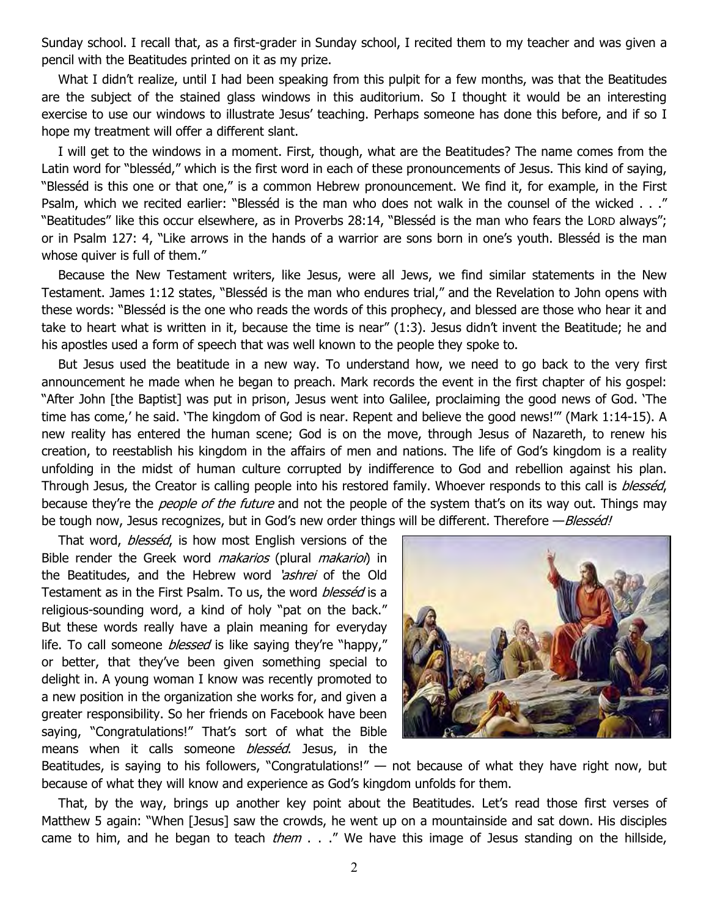Sunday school. I recall that, as a first-grader in Sunday school, I recited them to my teacher and was given a pencil with the Beatitudes printed on it as my prize.

What I didn't realize, until I had been speaking from this pulpit for a few months, was that the Beatitudes are the subject of the stained glass windows in this auditorium. So I thought it would be an interesting exercise to use our windows to illustrate Jesus' teaching. Perhaps someone has done this before, and if so I hope my treatment will offer a different slant.

I will get to the windows in a moment. First, though, what are the Beatitudes? The name comes from the Latin word for "blesséd," which is the first word in each of these pronouncements of Jesus. This kind of saying, "Blesséd is this one or that one," is a common Hebrew pronouncement. We find it, for example, in the First Psalm, which we recited earlier: "Blesséd is the man who does not walk in the counsel of the wicked . . ." "Beatitudes" like this occur elsewhere, as in Proverbs 28:14, "Blesséd is the man who fears the LORD always"; or in Psalm 127: 4, "Like arrows in the hands of a warrior are sons born in one's youth. Blesséd is the man whose quiver is full of them."

Because the New Testament writers, like Jesus, were all Jews, we find similar statements in the New Testament. James 1:12 states, "Blesséd is the man who endures trial," and the Revelation to John opens with these words: "Blesséd is the one who reads the words of this prophecy, and blessed are those who hear it and take to heart what is written in it, because the time is near" (1:3). Jesus didn't invent the Beatitude; he and his apostles used a form of speech that was well known to the people they spoke to.

But Jesus used the beatitude in a new way. To understand how, we need to go back to the very first announcement he made when he began to preach. Mark records the event in the first chapter of his gospel: "After John [the Baptist] was put in prison, Jesus went into Galilee, proclaiming the good news of God. 'The time has come,' he said. 'The kingdom of God is near. Repent and believe the good news!'" (Mark 1:14-15). A new reality has entered the human scene; God is on the move, through Jesus of Nazareth, to renew his creation, to reestablish his kingdom in the affairs of men and nations. The life of God's kingdom is a reality unfolding in the midst of human culture corrupted by indifference to God and rebellion against his plan. Through Jesus, the Creator is calling people into his restored family. Whoever responds to this call is *blesséd*, because they're the *people of the future* and not the people of the system that's on its way out. Things may be tough now, Jesus recognizes, but in God's new order things will be different. Therefore —*Blesséd!*

That word, *blesséd*, is how most English versions of the Bible render the Greek word *makarios* (plural *makarioi*) in the Beatitudes, and the Hebrew word *'ashrei* of the Old Testament as in the First Psalm. To us, the word *blesséd* is a religious-sounding word, a kind of holy "pat on the back." But these words really have a plain meaning for everyday life. To call someone *blessed* is like saying they're "happy," or better, that they've been given something special to delight in. A young woman I know was recently promoted to a new position in the organization she works for, and given a greater responsibility. So her friends on Facebook have been saying, "Congratulations!" That's sort of what the Bible means when it calls someone *blesséd*. Jesus, in the Beatitudes, is saying to his followers, "Congratulations!" — not because of what they have right now, but because of what they will know and experience as God's kingdom unfolds for them.

That, by the way, brings up another key point about the Beatitudes. Let's read those first verses of Matthew 5 again: "When [Jesus] saw the crowds, he went up on a mountainside and sat down. His disciples came to him, and he began to teach *them* . . ." We have this image of Jesus standing on the hillside,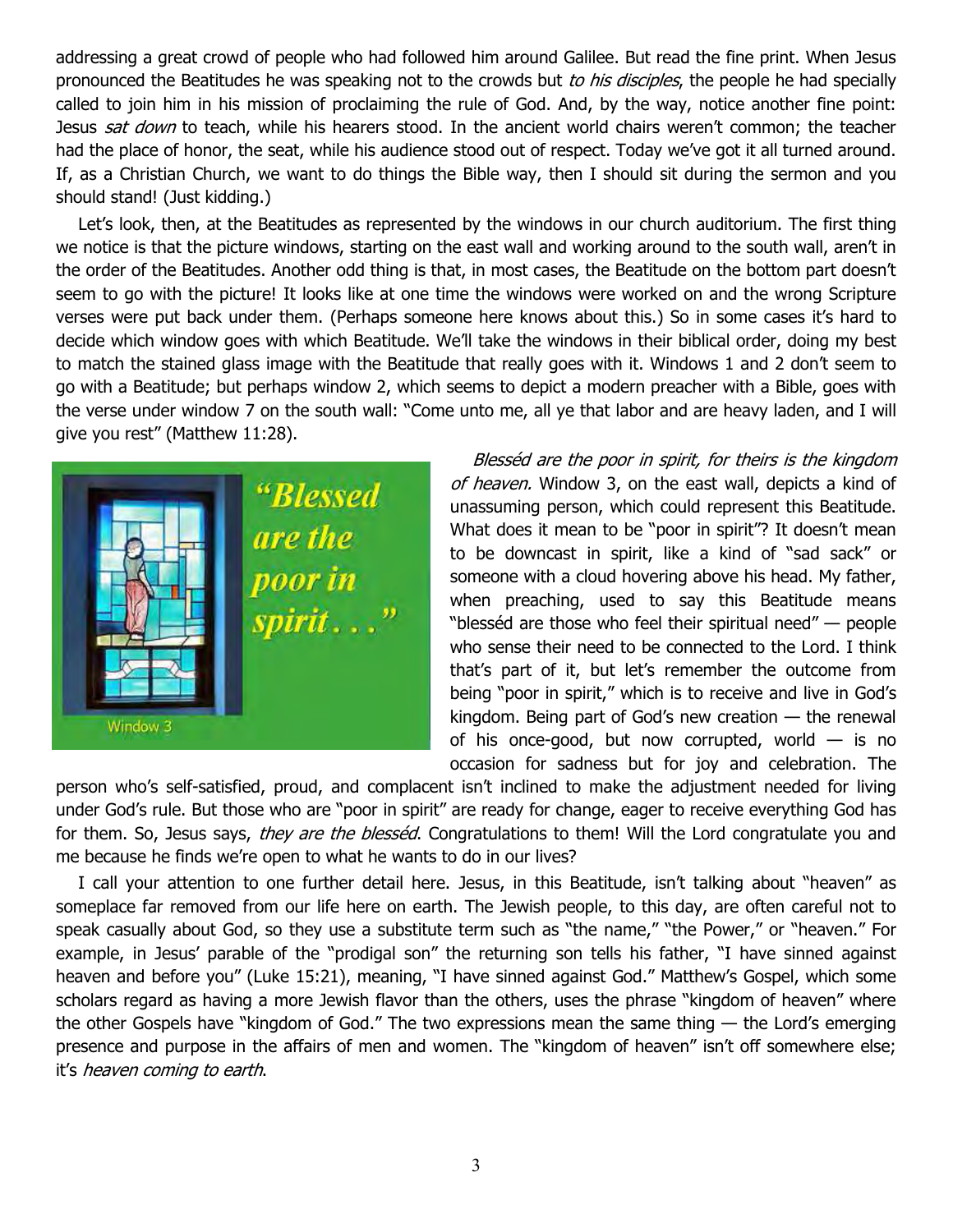addressing a great crowd of people who had followed him around Galilee. But read the fine print. When Jesus pronounced the Beatitudes he was speaking not to the crowds but *to his disciples*, the people he had specially called to join him in his mission of proclaiming the rule of God. And, by the way, notice another fine point: Jesus *sat down* to teach, while his hearers stood. In the ancient world chairs weren't common; the teacher had the place of honor, the seat, while his audience stood out of respect. Today we've got it all turned around. If, as a Christian Church, we want to do things the Bible way, then I should sit during the sermon and you should stand! (Just kidding.)

Let's look, then, at the Beatitudes as represented by the windows in our church auditorium. The first thing we notice is that the picture windows, starting on the east wall and working around to the south wall, aren't in the order of the Beatitudes. Another odd thing is that, in most cases, the Beatitude on the bottom part doesn't seem to go with the picture! It looks like at one time the windows were worked on and the wrong Scripture verses were put back under them. (Perhaps someone here knows about this.) So in some cases it's hard to decide which window goes with which Beatitude. We'll take the windows in their biblical order, doing my best to match the stained glass image with the Beatitude that really goes with it. Windows 1 and 2 don't seem to go with a Beatitude; but perhaps window 2, which seems to depict a modern preacher with a Bible, goes with the verse under window 7 on the south wall: "Come unto me, all ye that labor and are heavy laden, and I will give you rest" (Matthew 11:28).

"Blessed are the poor in spirit. . ."

Window 3

*Blesséd are the poor in spirit, for theirs is the kingdom of heaven.* Window 3, on the east wall, depicts a kind of unassuming person, which could represent this Beatitude. What does it mean to be "poor in spirit"? It doesn't mean to be downcast in spirit, like a kind of "sad sack" or someone with a cloud hovering above his head. My father, when preaching, used to say this Beatitude means "blesséd are those who feel their spiritual need" — people who sense their need to be connected to the Lord. I think that's part of it, but let's remember the outcome from being "poor in spirit," which is to receive and live in God's kingdom. Being part of God's new creation — the renewal of his once-good, but now corrupted, world — is no occasion for sadness but for joy and celebration. The person who's self-satisfied, proud, and complacent isn't inclined to make the adjustment needed for living under God's rule. But those who are "poor in spirit" are ready for change, eager to receive everything God has for them. So, Jesus says, *they are the blesséd*. Congratulations to them! Will the Lord congratulate you and me because he finds we're open to what he wants to do in our lives?

I call your attention to one further detail here. Jesus, in this Beatitude, isn't talking about "heaven" as someplace far removed from our life here on earth. The Jewish people, to this day, are often careful not to speak casually about God, so they use a substitute term such as "the name," "the Power," or "heaven." For example, in Jesus' parable of the "prodigal son" the returning son tells his father, "I have sinned against heaven and before you" (Luke 15:21), meaning, "I have sinned against God." Matthew's Gospel, which some scholars regard as having a more Jewish flavor than the others, uses the phrase "kingdom of heaven" where the other Gospels have "kingdom of God." The two expressions mean the same thing — the Lord's emerging presence and purpose in the affairs of men and women. The "kingdom of heaven" isn't off somewhere else; it's *heaven coming to earth*.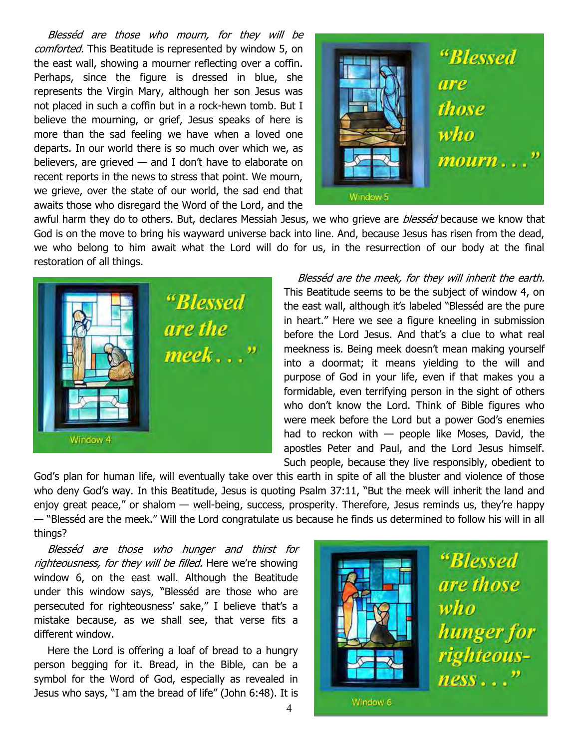*Blesséd are those who mourn, for they will be comforted.* This Beatitude is represented by window 5, on the east wall, showing a mourner reflecting over a coffin. Perhaps, since the figure is dressed in blue, she represents the Virgin Mary, although her son Jesus was not placed in such a coffin but in a rock-hewn tomb. But I believe the mourning, or grief, Jesus speaks of here is more than the sad feeling we have when a loved one departs. In our world there is so much over which we, as believers, are grieved — and I don't have to elaborate on recent reports in the news to stress that point. We mourn, we grieve, over the state of our world, the sad end that awaits those who disregard the Word of the Lord, and the awful harm they do to others. But, declares Messiah Jesus, we who grieve are *blesséd* because we know that God is on the move to bring his wayward universe back into line. And, because Jesus has risen from the dead, we who belong to him await what the Lord will do for us, in the resurrection of our body at the final restoration of all things.

"Blessed are those who mourn . . ."

Window 5

"Blessed are the meek . . ."

Window 4

*Blesséd are the meek, for they will inherit the earth.* This Beatitude seems to be the subject of window 4, on the east wall, although it's labeled "Blesséd are the pure in heart." Here we see a figure kneeling in submission before the Lord Jesus. And that's a clue to what real meekness is. Being meek doesn't mean making yourself into a doormat; it means yielding to the will and purpose of God in your life, even if that makes you a formidable, even terrifying person in the sight of others who don't know the Lord. Think of Bible figures who were meek before the Lord but a power God's enemies had to reckon with — people like Moses, David, the apostles Peter and Paul, and the Lord Jesus himself. Such people, because they live responsibly, obedient to God's plan for human life, will eventually take over this earth in spite of all the bluster and violence of those who deny God's way. In this Beatitude, Jesus is quoting Psalm 37:11, "But the meek will inherit the land and enjoy great peace," or shalom — well-being, success, prosperity. Therefore, Jesus reminds us, they're happy — "Blesséd are the meek." Will the Lord congratulate us because he finds us determined to follow his will in all things?

*Blesséd are those who hunger and thirst for righteousness, for they will be filled.* Here we're showing window 6, on the east wall. Although the Beatitude under this window says, "Blesséd are those who are persecuted for righteousness' sake," I believe that's a mistake because, as we shall see, that verse fits a different window.

Here the Lord is offering a loaf of bread to a hungry person begging for it. Bread, in the Bible, can be a symbol for the Word of God, especially as revealed in Jesus who says, "I am the bread of life" (John 6:48). It is

"Blessed are those who hunger for righteous-ness . . ."

Window 6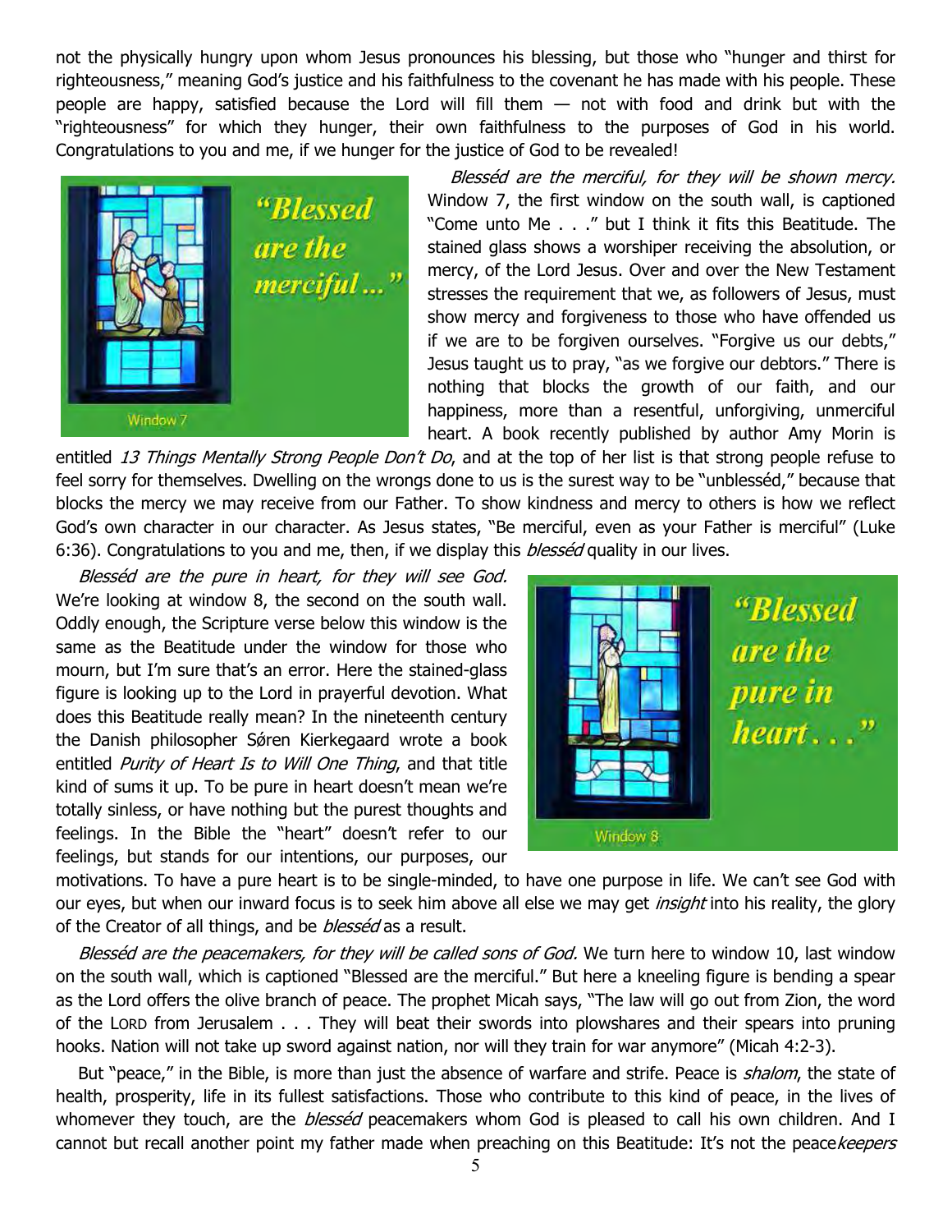not the physically hungry upon whom Jesus pronounces his blessing, but those who "hunger and thirst for righteousness," meaning God's justice and his faithfulness to the covenant he has made with his people. These people are happy, satisfied because the Lord will fill them — not with food and drink but with the "righteousness" for which they hunger, their own faithfulness to the purposes of God in his world. Congratulations to you and me, if we hunger for the justice of God to be revealed!

"Blessed are the merciful..."

Window 7

*Blesséd are the merciful, for they will be shown mercy.* Window 7, the first window on the south wall, is captioned "Come unto Me . . ." but I think it fits this Beatitude. The stained glass shows a worshiper receiving the absolution, or mercy, of the Lord Jesus. Over and over the New Testament stresses the requirement that we, as followers of Jesus, must show mercy and forgiveness to those who have offended us if we are to be forgiven ourselves. "Forgive us our debts," Jesus taught us to pray, "as we forgive our debtors." There is nothing that blocks the growth of our faith, and our happiness, more than a resentful, unforgiving, unmerciful heart. A book recently published by author Amy Morin is entitled *13 Things Mentally Strong People Don't Do*, and at the top of her list is that strong people refuse to feel sorry for themselves. Dwelling on the wrongs done to us is the surest way to be "unblesséd," because that blocks the mercy we may receive from our Father. To show kindness and mercy to others is how we reflect God's own character in our character. As Jesus states, "Be merciful, even as your Father is merciful" (Luke 6:36). Congratulations to you and me, then, if we display this *blesséd* quality in our lives.

*Blesséd are the pure in heart, for they will see God.* We're looking at window 8, the second on the south wall. Oddly enough, the Scripture verse below this window is the same as the Beatitude under the window for those who mourn, but I'm sure that's an error. Here the stained-glass figure is looking up to the Lord in prayerful devotion. What does this Beatitude really mean? In the nineteenth century the Danish philosopher Søren Kierkegaard wrote a book entitled *Purity of Heart Is to Will One Thing*, and that title kind of sums it up. To be pure in heart doesn't mean we're totally sinless, or have nothing but the purest thoughts and feelings. In the Bible the "heart" doesn't refer to our feelings, but stands for our intentions, our purposes, our motivations. To have a pure heart is to be single-minded, to have one purpose in life. We can't see God with our eyes, but when our inward focus is to seek him above all else we may get *insight* into his reality, the glory of the Creator of all things, and be *blesséd* as a result.

"Blessed are the pure in heart. . ."

Window 8

*Blesséd are the peacemakers, for they will be called sons of God.* We turn here to window 10, last window on the south wall, which is captioned "Blessed are the merciful." But here a kneeling figure is bending a spear as the Lord offers the olive branch of peace. The prophet Micah says, "The law will go out from Zion, the word of the LORD from Jerusalem . . . They will beat their swords into plowshares and their spears into pruning hooks. Nation will not take up sword against nation, nor will they train for war anymore" (Micah 4:2-3).

But "peace," in the Bible, is more than just the absence of warfare and strife. Peace is *shalom*, the state of health, prosperity, life in its fullest satisfactions. Those who contribute to this kind of peace, in the lives of whomever they touch, are the *blesséd* peacemakers whom God is pleased to call his own children. And I cannot but recall another point my father made when preaching on this Beatitude: It's not the peace*keepers*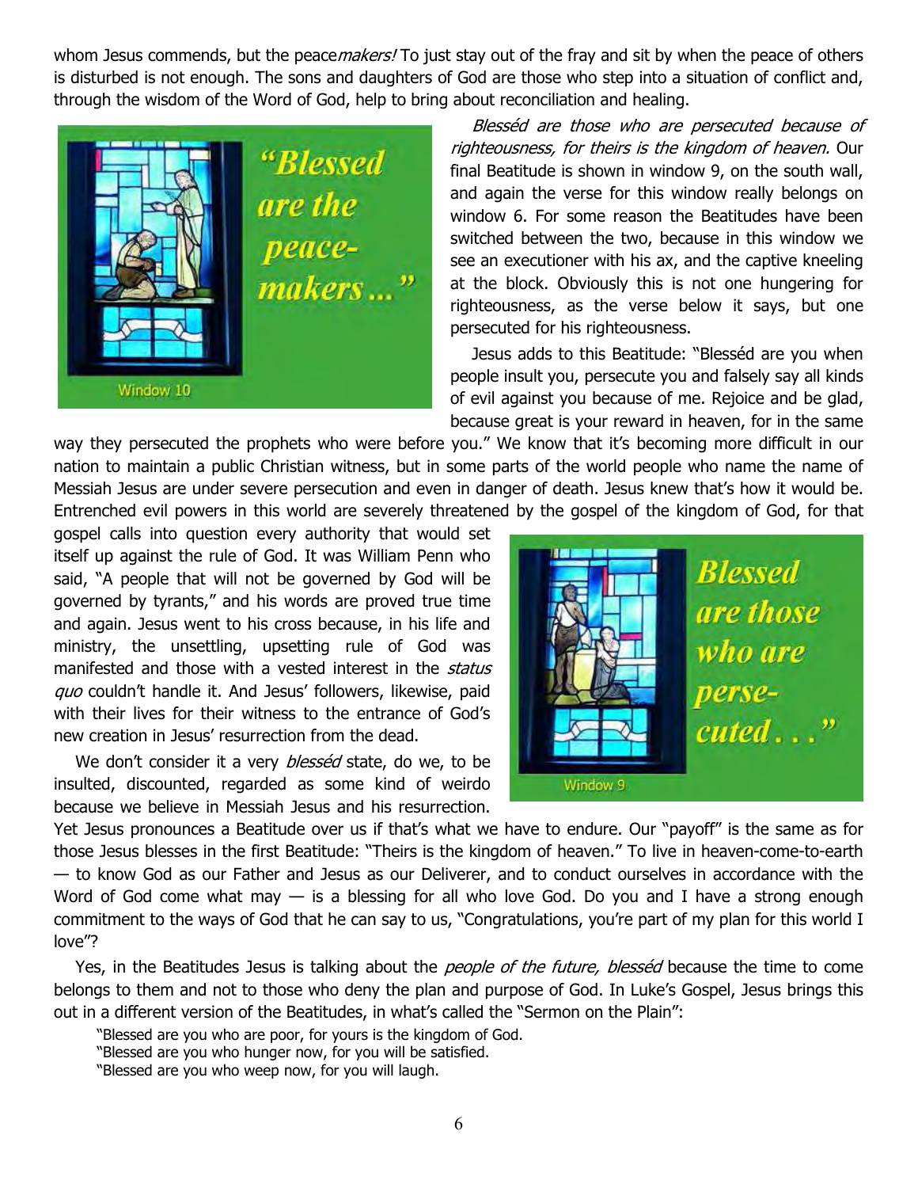whom Jesus commends, but the peace*makers!* To just stay out of the fray and sit by when the peace of others is disturbed is not enough. The sons and daughters of God are those who step into a situation of conflict and, through the wisdom of the Word of God, help to bring about reconciliation and healing.

"Blessed are the peace-makers..."

Window 10

*Blesséd are those who are persecuted because of righteousness, for theirs is the kingdom of heaven.* Our final Beatitude is shown in window 9, on the south wall, and again the verse for this window really belongs on window 6. For some reason the Beatitudes have been switched between the two, because in this window we see an executioner with his ax, and the captive kneeling at the block. Obviously this is not one hungering for righteousness, as the verse below it says, but one persecuted for his righteousness.

Jesus adds to this Beatitude: "Blesséd are you when people insult you, persecute you and falsely say all kinds of evil against you because of me. Rejoice and be glad, because great is your reward in heaven, for in the same way they persecuted the prophets who were before you." We know that it's becoming more difficult in our nation to maintain a public Christian witness, but in some parts of the world people who name the name of Messiah Jesus are under severe persecution and even in danger of death. Jesus knew that's how it would be. Entrenched evil powers in this world are severely threatened by the gospel of the kingdom of God, for that gospel calls into question every authority that would set itself up against the rule of God. It was William Penn who said, "A people that will not be governed by God will be governed by tyrants," and his words are proved true time and again. Jesus went to his cross because, in his life and ministry, the unsettling, upsetting rule of God was manifested and those with a vested interest in the *status quo* couldn't handle it. And Jesus' followers, likewise, paid with their lives for their witness to the entrance of God's new creation in Jesus' resurrection from the dead.

"Blessed are those who are perse-cuted..."

Window 9

We don't consider it a very *blesséd* state, do we, to be insulted, discounted, regarded as some kind of weirdo because we believe in Messiah Jesus and his resurrection. Yet Jesus pronounces a Beatitude over us if that's what we have to endure. Our "payoff" is the same as for those Jesus blesses in the first Beatitude: "Theirs is the kingdom of heaven." To live in heaven-come-to-earth — to know God as our Father and Jesus as our Deliverer, and to conduct ourselves in accordance with the Word of God come what may — is a blessing for all who love God. Do you and I have a strong enough commitment to the ways of God that he can say to us, "Congratulations, you're part of my plan for this world I love"?

Yes, in the Beatitudes Jesus is talking about the *people of the future, blesséd* because the time to come belongs to them and not to those who deny the plan and purpose of God. In Luke's Gospel, Jesus brings this out in a different version of the Beatitudes, in what's called the "Sermon on the Plain":

"Blessed are you who are poor, for yours is the kingdom of God.
"Blessed are you who hunger now, for you will be satisfied.
"Blessed are you who weep now, for you will laugh.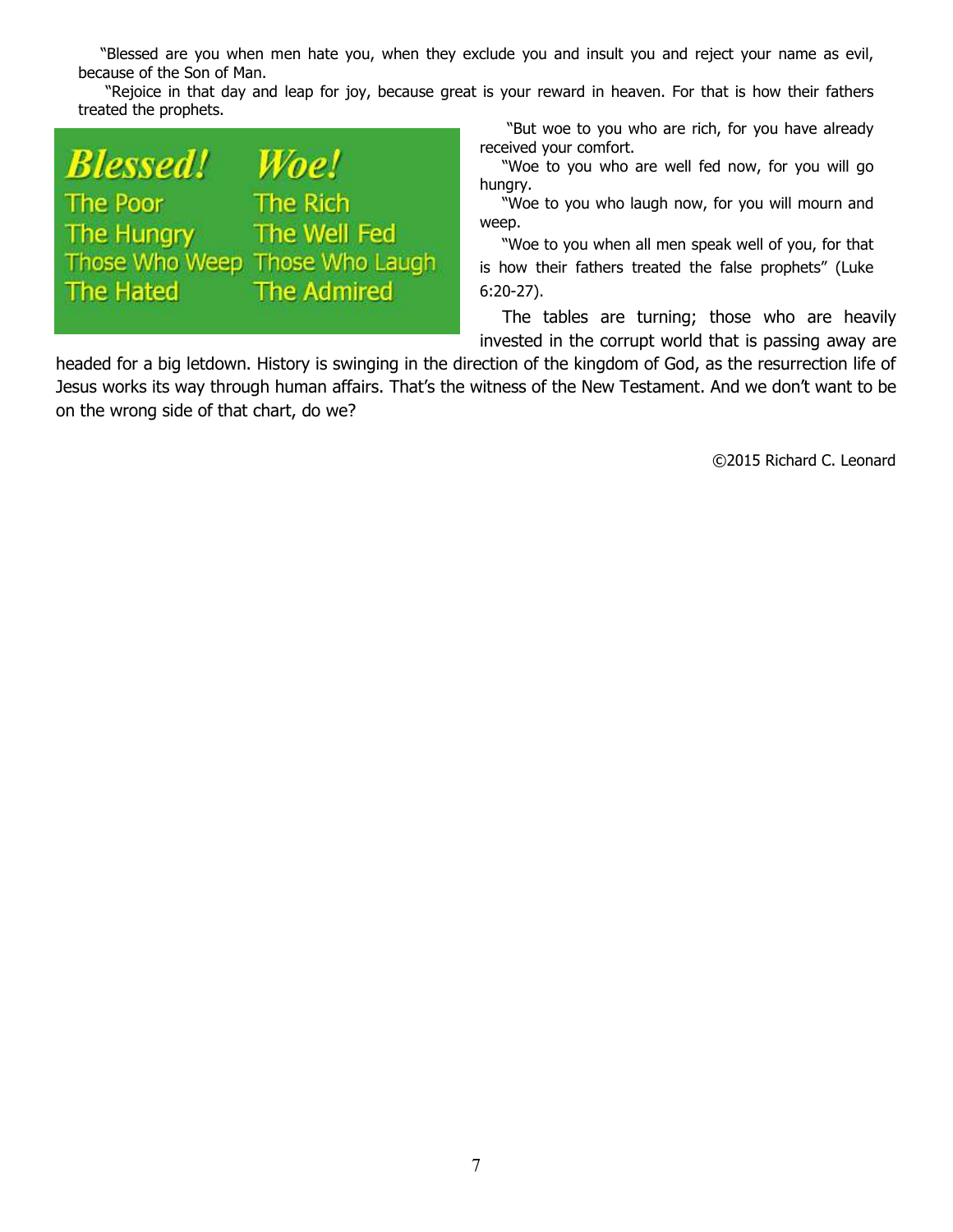"Blessed are you when men hate you, when they exclude you and insult you and reject your name as evil, because of the Son of Man.

"Rejoice in that day and leap for joy, because great is your reward in heaven. For that is how their fathers treated the prophets.

| **Blessed!** | **Woe!** |
|---|---|
| The Poor | The Rich |
| The Hungry | The Well Fed |
| Those Who Weep | Those Who Laugh |
| The Hated | The Admired |

"But woe to you who are rich, for you have already received your comfort.

"Woe to you who are well fed now, for you will go hungry.

"Woe to you who laugh now, for you will mourn and weep.

"Woe to you when all men speak well of you, for that is how their fathers treated the false prophets" (Luke 6:20-27).

The tables are turning; those who are heavily invested in the corrupt world that is passing away are headed for a big letdown. History is swinging in the direction of the kingdom of God, as the resurrection life of Jesus works its way through human affairs. That's the witness of the New Testament. And we don't want to be on the wrong side of that chart, do we?

©2015 Richard C. Leonard